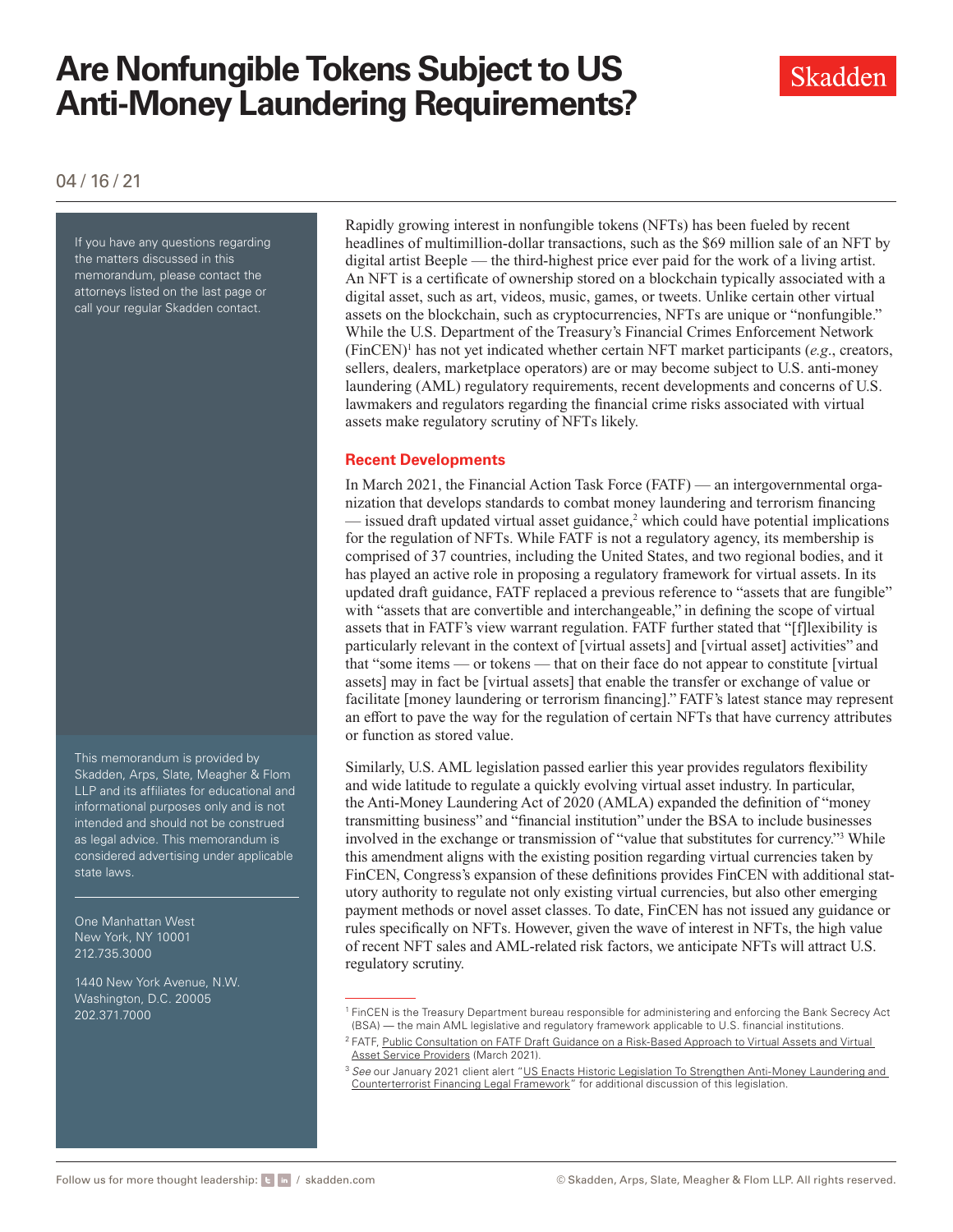# Are Nonfungible Tokens Subject to US Anti-Money Laundering Requirements?

04 / 16 / 21

If you have any questions regarding the matters discussed in this memorandum, please contact the attorneys listed on the last page or call your regular Skadden contact.

Rapidly growing interest in nonfungible tokens (NFTs) has been fueled by recent headlines of multimillion-dollar transactions, such as the $69 million sale of an NFT by digital artist Beeple — the third-highest price ever paid for the work of a living artist. An NFT is a certificate of ownership stored on a blockchain typically associated with a digital asset, such as art, videos, music, games, or tweets. Unlike certain other virtual assets on the blockchain, such as cryptocurrencies, NFTs are unique or "nonfungible." While the U.S. Department of the Treasury's Financial Crimes Enforcement Network (FinCEN)[1] has not yet indicated whether certain NFT market participants (*e.g.*, creators, sellers, dealers, marketplace operators) are or may become subject to U.S. anti-money laundering (AML) regulatory requirements, recent developments and concerns of U.S. lawmakers and regulators regarding the financial crime risks associated with virtual assets make regulatory scrutiny of NFTs likely.

## Recent Developments

In March 2021, the Financial Action Task Force (FATF) — an intergovernmental organization that develops standards to combat money laundering and terrorism financing — issued draft updated virtual asset guidance,[2] which could have potential implications for the regulation of NFTs. While FATF is not a regulatory agency, its membership is comprised of 37 countries, including the United States, and two regional bodies, and it has played an active role in proposing a regulatory framework for virtual assets. In its updated draft guidance, FATF replaced a previous reference to "assets that are fungible" with "assets that are convertible and interchangeable," in defining the scope of virtual assets that in FATF's view warrant regulation. FATF further stated that "[f]lexibility is particularly relevant in the context of [virtual assets] and [virtual asset] activities" and that "some items — or tokens — that on their face do not appear to constitute [virtual assets] may in fact be [virtual assets] that enable the transfer or exchange of value or facilitate [money laundering or terrorism financing]." FATF's latest stance may represent an effort to pave the way for the regulation of certain NFTs that have currency attributes or function as stored value.

Similarly, U.S. AML legislation passed earlier this year provides regulators flexibility and wide latitude to regulate a quickly evolving virtual asset industry. In particular, the Anti-Money Laundering Act of 2020 (AMLA) expanded the definition of "money transmitting business" and "financial institution" under the BSA to include businesses involved in the exchange or transmission of "value that substitutes for currency."[3] While this amendment aligns with the existing position regarding virtual currencies taken by FinCEN, Congress's expansion of these definitions provides FinCEN with additional statutory authority to regulate not only existing virtual currencies, but also other emerging payment methods or novel asset classes. To date, FinCEN has not issued any guidance or rules specifically on NFTs. However, given the wave of interest in NFTs, the high value of recent NFT sales and AML-related risk factors, we anticipate NFTs will attract U.S. regulatory scrutiny.

This memorandum is provided by Skadden, Arps, Slate, Meagher & Flom LLP and its affiliates for educational and informational purposes only and is not intended and should not be construed as legal advice. This memorandum is considered advertising under applicable state laws.

One Manhattan West
New York, NY 10001
212.735.3000

1440 New York Avenue, N.W.
Washington, D.C. 20005
202.371.7000

---

[1] FinCEN is the Treasury Department bureau responsible for administering and enforcing the Bank Secrecy Act (BSA) — the main AML legislative and regulatory framework applicable to U.S. financial institutions.

[2] FATF, Public Consultation on FATF Draft Guidance on a Risk-Based Approach to Virtual Assets and Virtual Asset Service Providers (March 2021).

[3] *See* our January 2021 client alert "US Enacts Historic Legislation To Strengthen Anti-Money Laundering and Counterterrorist Financing Legal Framework" for additional discussion of this legislation.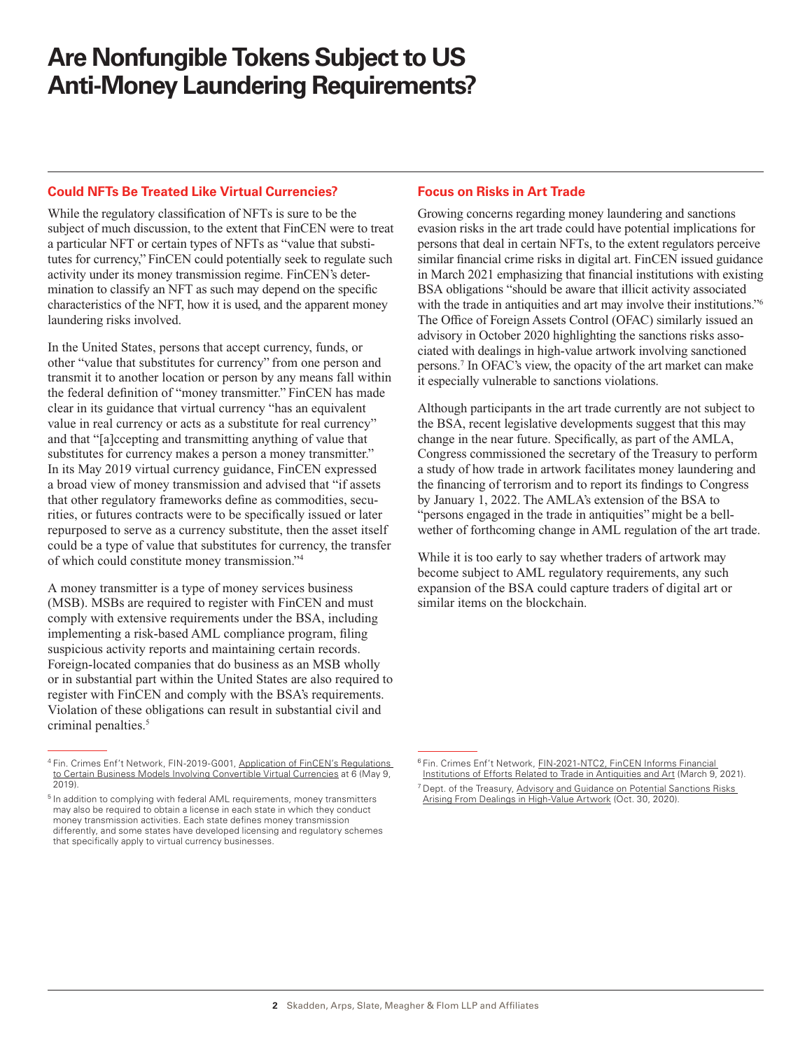# Are Nonfungible Tokens Subject to US Anti-Money Laundering Requirements?

## Could NFTs Be Treated Like Virtual Currencies?

While the regulatory classification of NFTs is sure to be the subject of much discussion, to the extent that FinCEN were to treat a particular NFT or certain types of NFTs as "value that substitutes for currency," FinCEN could potentially seek to regulate such activity under its money transmission regime. FinCEN's determination to classify an NFT as such may depend on the specific characteristics of the NFT, how it is used, and the apparent money laundering risks involved.

In the United States, persons that accept currency, funds, or other "value that substitutes for currency" from one person and transmit it to another location or person by any means fall within the federal definition of "money transmitter." FinCEN has made clear in its guidance that virtual currency "has an equivalent value in real currency or acts as a substitute for real currency" and that "[a]ccepting and transmitting anything of value that substitutes for currency makes a person a money transmitter." In its May 2019 virtual currency guidance, FinCEN expressed a broad view of money transmission and advised that "if assets that other regulatory frameworks define as commodities, securities, or futures contracts were to be specifically issued or later repurposed to serve as a currency substitute, then the asset itself could be a type of value that substitutes for currency, the transfer of which could constitute money transmission."[4]

A money transmitter is a type of money services business (MSB). MSBs are required to register with FinCEN and must comply with extensive requirements under the BSA, including implementing a risk-based AML compliance program, filing suspicious activity reports and maintaining certain records. Foreign-located companies that do business as an MSB wholly or in substantial part within the United States are also required to register with FinCEN and comply with the BSA's requirements. Violation of these obligations can result in substantial civil and criminal penalties.[5]

## Focus on Risks in Art Trade

Growing concerns regarding money laundering and sanctions evasion risks in the art trade could have potential implications for persons that deal in certain NFTs, to the extent regulators perceive similar financial crime risks in digital art. FinCEN issued guidance in March 2021 emphasizing that financial institutions with existing BSA obligations "should be aware that illicit activity associated with the trade in antiquities and art may involve their institutions."[6] The Office of Foreign Assets Control (OFAC) similarly issued an advisory in October 2020 highlighting the sanctions risks associated with dealings in high-value artwork involving sanctioned persons.[7] In OFAC's view, the opacity of the art market can make it especially vulnerable to sanctions violations.

Although participants in the art trade currently are not subject to the BSA, recent legislative developments suggest that this may change in the near future. Specifically, as part of the AMLA, Congress commissioned the secretary of the Treasury to perform a study of how trade in artwork facilitates money laundering and the financing of terrorism and to report its findings to Congress by January 1, 2022. The AMLA's extension of the BSA to "persons engaged in the trade in antiquities" might be a bellwether of forthcoming change in AML regulation of the art trade.

While it is too early to say whether traders of artwork may become subject to AML regulatory requirements, any such expansion of the BSA could capture traders of digital art or similar items on the blockchain.

---

[4] Fin. Crimes Enf't Network, FIN-2019-G001, Application of FinCEN's Regulations to Certain Business Models Involving Convertible Virtual Currencies at 6 (May 9, 2019).

[5] In addition to complying with federal AML requirements, money transmitters may also be required to obtain a license in each state in which they conduct money transmission activities. Each state defines money transmission differently, and some states have developed licensing and regulatory schemes that specifically apply to virtual currency businesses.

[6] Fin. Crimes Enf't Network, FIN-2021-NTC2, FinCEN Informs Financial Institutions of Efforts Related to Trade in Antiquities and Art (March 9, 2021).

[7] Dept. of the Treasury, Advisory and Guidance on Potential Sanctions Risks Arising From Dealings in High-Value Artwork (Oct. 30, 2020).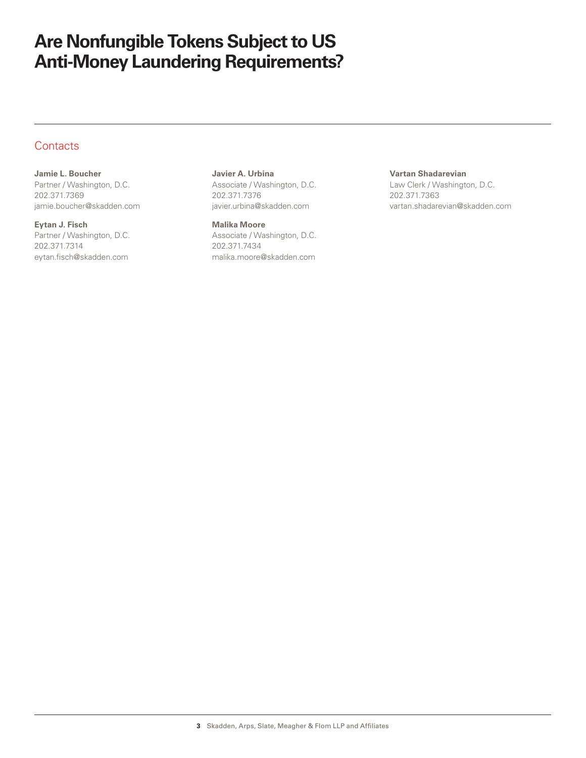# Are Nonfungible Tokens Subject to US Anti-Money Laundering Requirements?

## Contacts

**Jamie L. Boucher**
Partner / Washington, D.C.
202.371.7369
jamie.boucher@skadden.com

**Eytan J. Fisch**
Partner / Washington, D.C.
202.371.7314
eytan.fisch@skadden.com

**Javier A. Urbina**
Associate / Washington, D.C.
202.371.7376
javier.urbina@skadden.com

**Malika Moore**
Associate / Washington, D.C.
202.371.7434
malika.moore@skadden.com

**Vartan Shadarevian**
Law Clerk / Washington, D.C.
202.371.7363
vartan.shadarevian@skadden.com